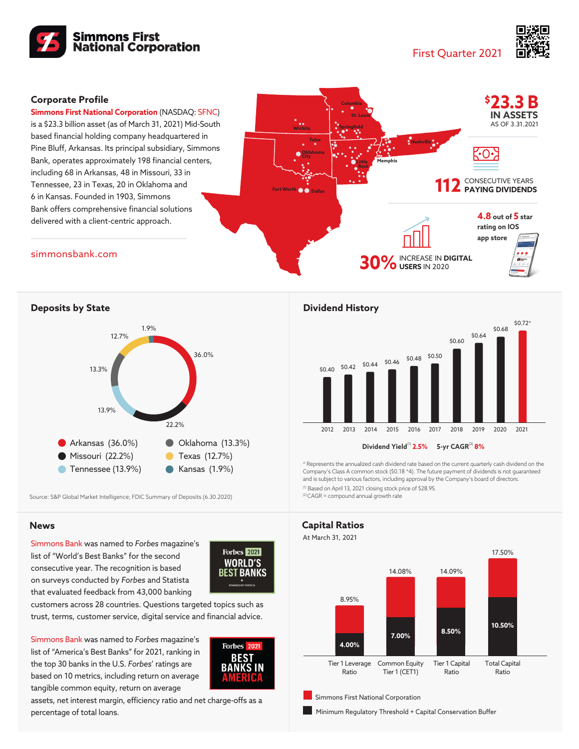# Simmons First National Corporation

First Quarter 2021

## Corporate Profile

**Simmons First National Corporation** (NASDAQ: SFNC) is a $23.3 billion asset (as of March 31, 2021) Mid-South based financial holding company headquartered in Pine Bluff, Arkansas. Its principal subsidiary, Simmons Bank, operates approximately 198 financial centers, including 68 in Arkansas, 48 in Missouri, 33 in Tennessee, 23 in Texas, 20 in Oklahoma and 6 in Kansas. Founded in 1903, Simmons Bank offers comprehensive financial solutions delivered with a client-centric approach.

simmonsbank.com

**$23.3 B** IN ASSETS AS OF 3.31.2021

**112** CONSECUTIVE YEARS PAYING DIVIDENDS

**4.8** out of **5** star rating on IOS app store

**30%** INCREASE IN DIGITAL USERS IN 2020

## Deposits by State

| State | Share |
|---|---|
| Arkansas | 36.0% |
| Missouri | 22.2% |
| Tennessee | 13.9% |
| Oklahoma | 13.3% |
| Texas | 12.7% |
| Kansas | 1.9% |

Source: S&P Global Market Intelligence; FDIC Summary of Deposits (6.30.2020)

## Dividend History

| Year | 2012 | 2013 | 2014 | 2015 | 2016 | 2017 | 2018 | 2019 | 2020 | 2021 |
|---|---|---|---|---|---|---|---|---|---|---|
| Dividend | $0.40 | $0.42 | $0.44 | $0.46 | $0.48 | $0.50 | $0.60 | $0.64 | $0.68 | $0.72* |

Dividend Yield[1] **2.5%** 5-yr CAGR[2] **8%**

\* Represents the annualized cash dividend rate based on the current quarterly cash dividend on the Company's Class A common stock ($0.18 *4). The future payment of dividends is not guaranteed and is subject to various factors, including approval by the Company's board of directors.

[1] Based on April 13, 2021 closing stock price of $28.95.

[2] CAGR = compound annual growth rate

## News

Simmons Bank was named to *Forbes* magazine's list of "World's Best Banks" for the second consecutive year. The recognition is based on surveys conducted by *Forbes* and Statista that evaluated feedback from 43,000 banking customers across 28 countries. Questions targeted topics such as trust, terms, customer service, digital service and financial advice.

Simmons Bank was named to *Forbes* magazine's list of "America's Best Banks" for 2021, ranking in the top 30 banks in the U.S. *Forbes*' ratings are based on 10 metrics, including return on average tangible common equity, return on average assets, net interest margin, efficiency ratio and net charge-offs as a percentage of total loans.

## Capital Ratios

At March 31, 2021

| Ratio | Simmons First National Corporation | Minimum Regulatory Threshold + Capital Conservation Buffer |
|---|---|---|
| Tier 1 Leverage Ratio | 8.95% | 4.00% |
| Common Equity Tier 1 (CET1) | 14.08% | 7.00% |
| Tier 1 Capital Ratio | 14.09% | 8.50% |
| Total Capital Ratio | 17.50% | 10.50% |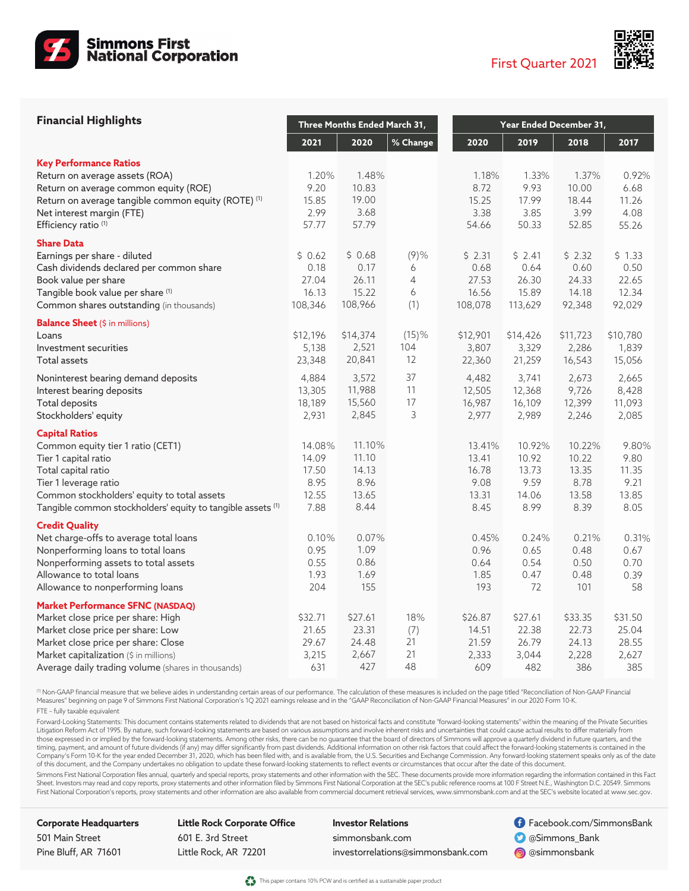# Simmons First National Corporation

First Quarter 2021

## Financial Highlights

| | Three Months Ended March 31, | | | Year Ended December 31, | | | |
|---|---|---|---|---|---|---|---|
| | 2021 | 2020 | % Change | 2020 | 2019 | 2018 | 2017 |
| **Key Performance Ratios** | | | | | | | |
| Return on average assets (ROA) | 1.20% | 1.48% | | 1.18% | 1.33% | 1.37% | 0.92% |
| Return on average common equity (ROE) | 9.20 | 10.83 | | 8.72 | 9.93 | 10.00 | 6.68 |
| Return on average tangible common equity (ROTE) [1] | 15.85 | 19.00 | | 15.25 | 17.99 | 18.44 | 11.26 |
| Net interest margin (FTE) | 2.99 | 3.68 | | 3.38 | 3.85 | 3.99 | 4.08 |
| Efficiency ratio [1] | 57.77 | 57.79 | | 54.66 | 50.33 | 52.85 | 55.26 |
| **Share Data** | | | | | | | |
| Earnings per share - diluted | $ 0.62 | $ 0.68 | (9)% | $ 2.31 | $ 2.41 | $ 2.32 | $ 1.33 |
| Cash dividends declared per common share | 0.18 | 0.17 | 6 | 0.68 | 0.64 | 0.60 | 0.50 |
| Book value per share | 27.04 | 26.11 | 4 | 27.53 | 26.30 | 24.33 | 22.65 |
| Tangible book value per share [1] | 16.13 | 15.22 | 6 | 16.56 | 15.89 | 14.18 | 12.34 |
| Common shares outstanding (in thousands) | 108,346 | 108,966 | (1) | 108,078 | 113,629 | 92,348 | 92,029 |
| **Balance Sheet** ($ in millions) | | | | | | | |
| Loans | $12,196 | $14,374 | (15)% | $12,901 | $14,426 | $11,723 | $10,780 |
| Investment securities | 5,138 | 2,521 | 104 | 3,807 | 3,329 | 2,286 | 1,839 |
| Total assets | 23,348 | 20,841 | 12 | 22,360 | 21,259 | 16,543 | 15,056 |
| Noninterest bearing demand deposits | 4,884 | 3,572 | 37 | 4,482 | 3,741 | 2,673 | 2,665 |
| Interest bearing deposits | 13,305 | 11,988 | 11 | 12,505 | 12,368 | 9,726 | 8,428 |
| Total deposits | 18,189 | 15,560 | 17 | 16,987 | 16,109 | 12,399 | 11,093 |
| Stockholders' equity | 2,931 | 2,845 | 3 | 2,977 | 2,989 | 2,246 | 2,085 |
| **Capital Ratios** | | | | | | | |
| Common equity tier 1 ratio (CET1) | 14.08% | 11.10% | | 13.41% | 10.92% | 10.22% | 9.80% |
| Tier 1 capital ratio | 14.09 | 11.10 | | 13.41 | 10.92 | 10.22 | 9.80 |
| Total capital ratio | 17.50 | 14.13 | | 16.78 | 13.73 | 13.35 | 11.35 |
| Tier 1 leverage ratio | 8.95 | 8.96 | | 9.08 | 9.59 | 8.78 | 9.21 |
| Common stockholders' equity to total assets | 12.55 | 13.65 | | 13.31 | 14.06 | 13.58 | 13.85 |
| Tangible common stockholders' equity to tangible assets [1] | 7.88 | 8.44 | | 8.45 | 8.99 | 8.39 | 8.05 |
| **Credit Quality** | | | | | | | |
| Net charge-offs to average total loans | 0.10% | 0.07% | | 0.45% | 0.24% | 0.21% | 0.31% |
| Nonperforming loans to total loans | 0.95 | 1.09 | | 0.96 | 0.65 | 0.48 | 0.67 |
| Nonperforming assets to total assets | 0.55 | 0.86 | | 0.64 | 0.54 | 0.50 | 0.70 |
| Allowance to total loans | 1.93 | 1.69 | | 1.85 | 0.47 | 0.48 | 0.39 |
| Allowance to nonperforming loans | 204 | 155 | | 193 | 72 | 101 | 58 |
| **Market Performance SFNC (NASDAQ)** | | | | | | | |
| Market close price per share: High | $32.71 | $27.61 | 18% | $26.87 | $27.61 | $33.35 | $31.50 |
| Market close price per share: Low | 21.65 | 23.31 | (7) | 14.51 | 22.38 | 22.73 | 25.04 |
| Market close price per share: Close | 29.67 | 24.48 | 21 | 21.59 | 26.79 | 24.13 | 28.55 |
| Market capitalization ($ in millions) | 3,215 | 2,667 | 21 | 2,333 | 3,044 | 2,228 | 2,627 |
| Average daily trading volume (shares in thousands) | 631 | 427 | 48 | 609 | 482 | 386 | 385 |

[1] Non-GAAP financial measure that we believe aides in understanding certain areas of our performance. The calculation of these measures is included on the page titled "Reconciliation of Non-GAAP Financial Measures" beginning on page 9 of Simmons First National Corporation's 1Q 2021 earnings release and in the "GAAP Reconciliation of Non-GAAP Financial Measures" in our 2020 Form 10-K.

FTE - fully taxable equivalent

Forward-Looking Statements: This document contains statements related to dividends that are not based on historical facts and constitute "forward-looking statements" within the meaning of the Private Securities Litigation Reform Act of 1995. By nature, such forward-looking statements are based on various assumptions and involve inherent risks and uncertainties that could cause actual results to differ materially from those expressed in or implied by the forward-looking statements. Among other risks, there can be no guarantee that the board of directors of Simmons will approve a quarterly dividend in future quarters, and the timing, payment, and amount of future dividends (if any) may differ significantly from past dividends. Additional information on other risk factors that could affect the forward-looking statements is contained in the Company's Form 10-K for the year ended December 31, 2020, which has been filed with, and is available from, the U.S. Securities and Exchange Commission. Any forward-looking statement speaks only as of the date of this document, and the Company undertakes no obligation to update these forward-looking statements to reflect events or circumstances that occur after the date of this document.

Simmons First National Corporation files annual, quarterly and special reports, proxy statements and other information with the SEC. These documents provide more information regarding the information contained in this Fact Sheet. Investors may read and copy reports, proxy statements and other information filed by Simmons First National Corporation at the SEC's public reference rooms at 100 F Street N.E., Washington D.C. 20549. Simmons First National Corporation's reports, proxy statements and other information are also available from commercial document retrieval services, www.simmonsbank.com and at the SEC's website located at www.sec.gov.

**Corporate Headquarters**
501 Main Street
Pine Bluff, AR 71601

**Little Rock Corporate Office**
601 E. 3rd Street
Little Rock, AR 72201

**Investor Relations**
simmonsbank.com
investorrelations@simmonsbank.com

Facebook.com/SimmonsBank
@Simmons_Bank
@simmonsbank

This paper contains 10% PCW and is certified as a sustainable paper product